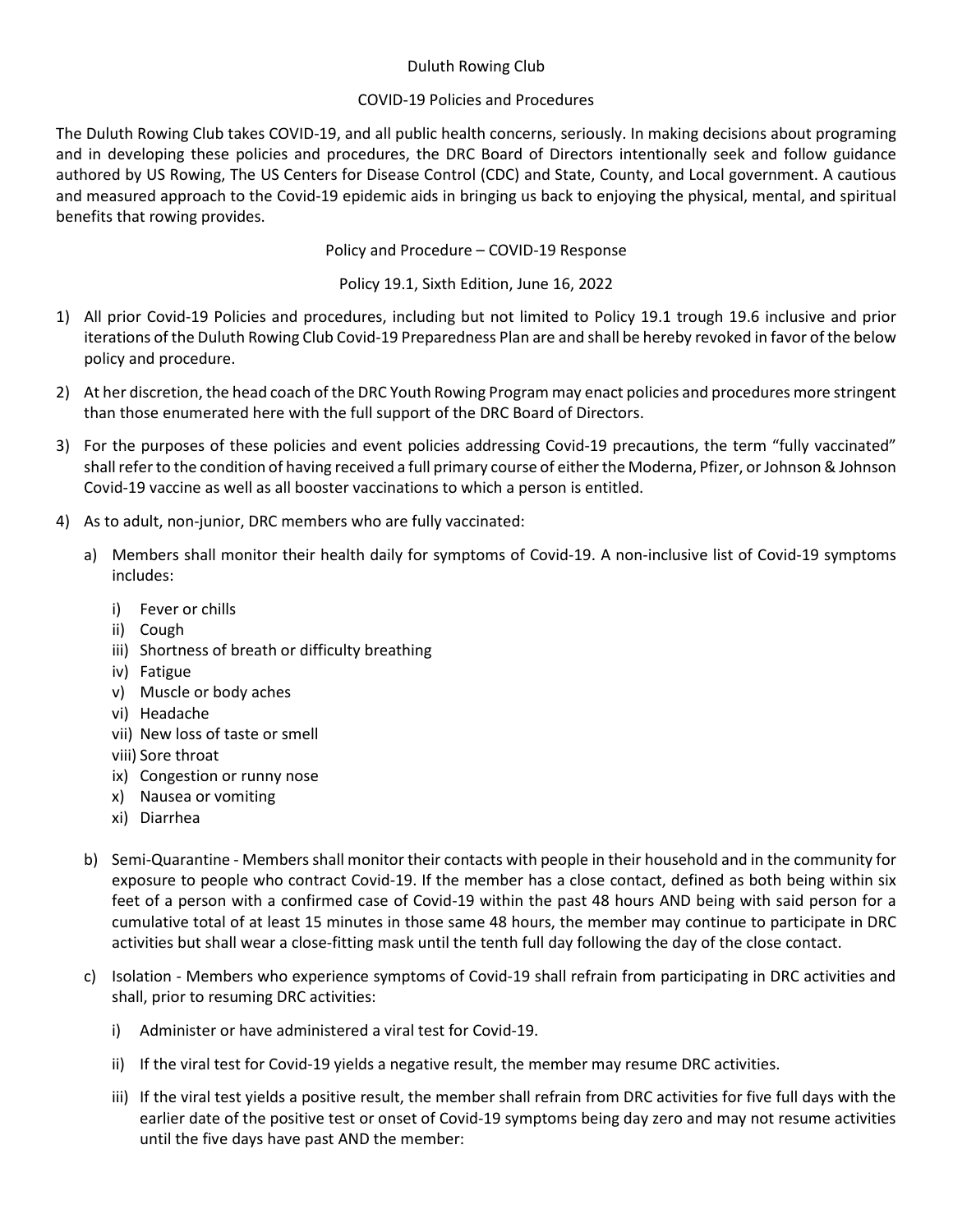Duluth Rowing Club

COVID-19 Policies and Procedures

The Duluth Rowing Club takes COVID-19, and all public health concerns, seriously. In making decisions about programing and in developing these policies and procedures, the DRC Board of Directors intentionally seek and follow guidance authored by US Rowing, The US Centers for Disease Control (CDC) and State, County, and Local government. A cautious and measured approach to the Covid-19 epidemic aids in bringing us back to enjoying the physical, mental, and spiritual benefits that rowing provides.

Policy and Procedure – COVID-19 Response

Policy 19.1, Sixth Edition, June 16, 2022

1) All prior Covid-19 Policies and procedures, including but not limited to Policy 19.1 trough 19.6 inclusive and prior iterations of the Duluth Rowing Club Covid-19 Preparedness Plan are and shall be hereby revoked in favor of the below policy and procedure.
2) At her discretion, the head coach of the DRC Youth Rowing Program may enact policies and procedures more stringent than those enumerated here with the full support of the DRC Board of Directors.
3) For the purposes of these policies and event policies addressing Covid-19 precautions, the term "fully vaccinated" shall refer to the condition of having received a full primary course of either the Moderna, Pfizer, or Johnson & Johnson Covid-19 vaccine as well as all booster vaccinations to which a person is entitled.
4) As to adult, non-junior, DRC members who are fully vaccinated:
   a) Members shall monitor their health daily for symptoms of Covid-19. A non-inclusive list of Covid-19 symptoms includes:
      i) Fever or chills
      ii) Cough
      iii) Shortness of breath or difficulty breathing
      iv) Fatigue
      v) Muscle or body aches
      vi) Headache
      vii) New loss of taste or smell
      viii) Sore throat
      ix) Congestion or runny nose
      x) Nausea or vomiting
      xi) Diarrhea
   b) Semi-Quarantine - Members shall monitor their contacts with people in their household and in the community for exposure to people who contract Covid-19. If the member has a close contact, defined as both being within six feet of a person with a confirmed case of Covid-19 within the past 48 hours AND being with said person for a cumulative total of at least 15 minutes in those same 48 hours, the member may continue to participate in DRC activities but shall wear a close-fitting mask until the tenth full day following the day of the close contact.
   c) Isolation - Members who experience symptoms of Covid-19 shall refrain from participating in DRC activities and shall, prior to resuming DRC activities:
      i) Administer or have administered a viral test for Covid-19.
      ii) If the viral test for Covid-19 yields a negative result, the member may resume DRC activities.
      iii) If the viral test yields a positive result, the member shall refrain from DRC activities for five full days with the earlier date of the positive test or onset of Covid-19 symptoms being day zero and may not resume activities until the five days have past AND the member: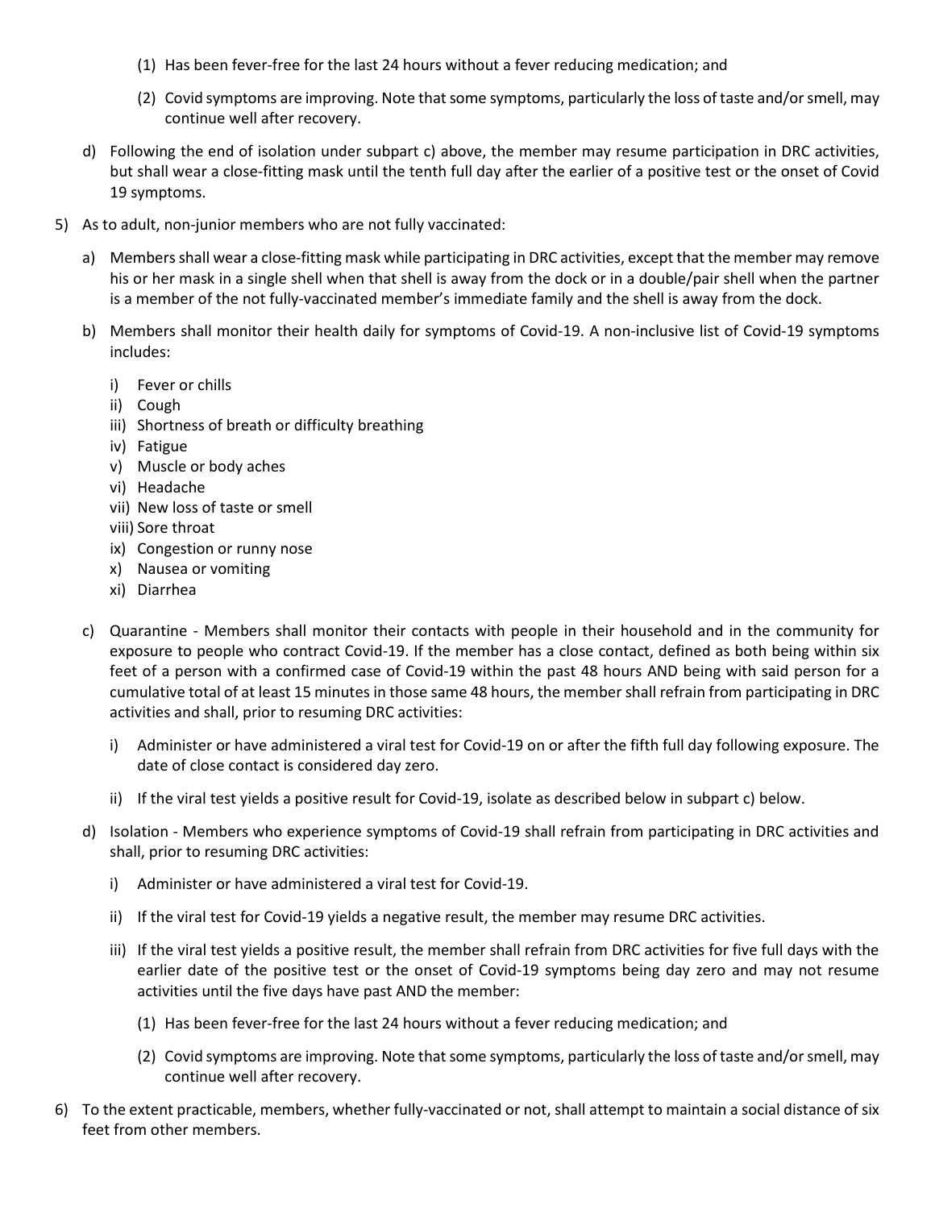(1) Has been fever-free for the last 24 hours without a fever reducing medication; and

(2) Covid symptoms are improving. Note that some symptoms, particularly the loss of taste and/or smell, may continue well after recovery.

d) Following the end of isolation under subpart c) above, the member may resume participation in DRC activities, but shall wear a close-fitting mask until the tenth full day after the earlier of a positive test or the onset of Covid 19 symptoms.

5) As to adult, non-junior members who are not fully vaccinated:

a) Members shall wear a close-fitting mask while participating in DRC activities, except that the member may remove his or her mask in a single shell when that shell is away from the dock or in a double/pair shell when the partner is a member of the not fully-vaccinated member's immediate family and the shell is away from the dock.

b) Members shall monitor their health daily for symptoms of Covid-19. A non-inclusive list of Covid-19 symptoms includes:

i) Fever or chills
ii) Cough
iii) Shortness of breath or difficulty breathing
iv) Fatigue
v) Muscle or body aches
vi) Headache
vii) New loss of taste or smell
viii) Sore throat
ix) Congestion or runny nose
x) Nausea or vomiting
xi) Diarrhea

c) Quarantine - Members shall monitor their contacts with people in their household and in the community for exposure to people who contract Covid-19. If the member has a close contact, defined as both being within six feet of a person with a confirmed case of Covid-19 within the past 48 hours AND being with said person for a cumulative total of at least 15 minutes in those same 48 hours, the member shall refrain from participating in DRC activities and shall, prior to resuming DRC activities:

i) Administer or have administered a viral test for Covid-19 on or after the fifth full day following exposure. The date of close contact is considered day zero.

ii) If the viral test yields a positive result for Covid-19, isolate as described below in subpart c) below.

d) Isolation - Members who experience symptoms of Covid-19 shall refrain from participating in DRC activities and shall, prior to resuming DRC activities:

i) Administer or have administered a viral test for Covid-19.

ii) If the viral test for Covid-19 yields a negative result, the member may resume DRC activities.

iii) If the viral test yields a positive result, the member shall refrain from DRC activities for five full days with the earlier date of the positive test or the onset of Covid-19 symptoms being day zero and may not resume activities until the five days have past AND the member:

(1) Has been fever-free for the last 24 hours without a fever reducing medication; and

(2) Covid symptoms are improving. Note that some symptoms, particularly the loss of taste and/or smell, may continue well after recovery.

6) To the extent practicable, members, whether fully-vaccinated or not, shall attempt to maintain a social distance of six feet from other members.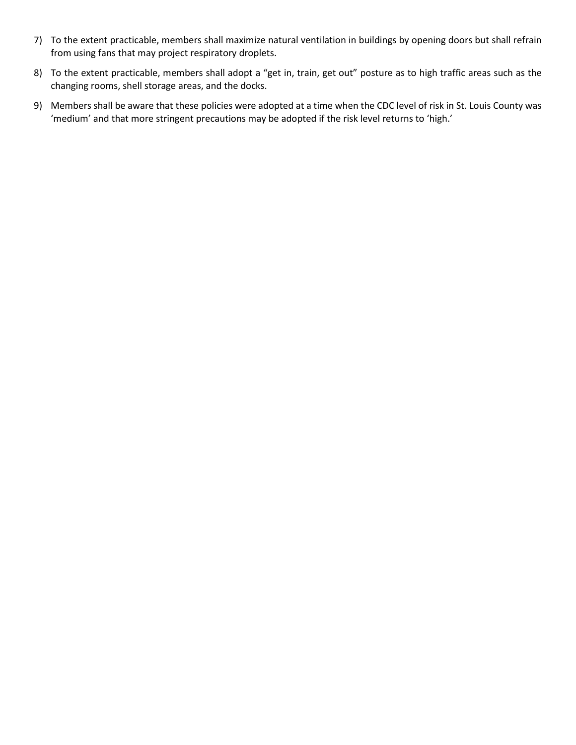7) To the extent practicable, members shall maximize natural ventilation in buildings by opening doors but shall refrain from using fans that may project respiratory droplets.

8) To the extent practicable, members shall adopt a "get in, train, get out" posture as to high traffic areas such as the changing rooms, shell storage areas, and the docks.

9) Members shall be aware that these policies were adopted at a time when the CDC level of risk in St. Louis County was 'medium' and that more stringent precautions may be adopted if the risk level returns to 'high.'